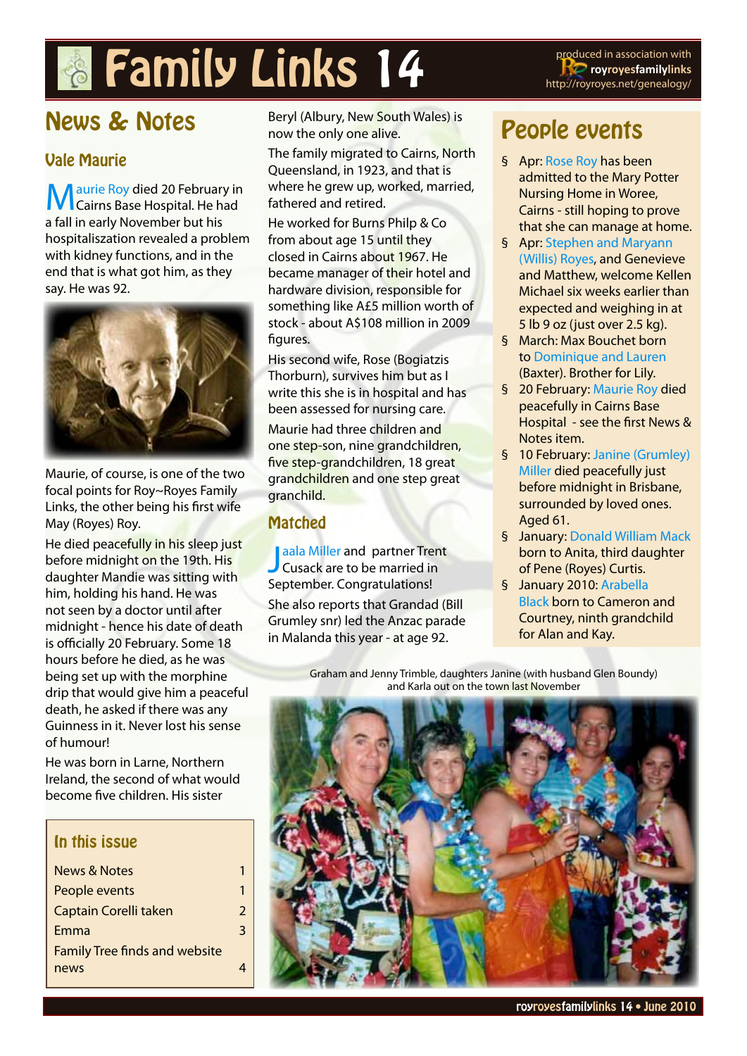# Family Links 14

produced in association with royroyesfamilylinks http://royroyes.net/genealogy/

## News & Notes

### Vale Maurie

Maurie Roy died 20 February in Cairns Base Hospital. He had a fall in early November but his hospitaliszation revealed a problem with kidney functions, and in the end that is what got him, as they say. He was 92.

Maurie, of course, is one of the two focal points for Roy~Royes Family Links, the other being his first wife May (Royes) Roy.

He died peacefully in his sleep just before midnight on the 19th. His daughter Mandie was sitting with him, holding his hand. He was not seen by a doctor until after midnight - hence his date of death is officially 20 February. Some 18 hours before he died, as he was being set up with the morphine drip that would give him a peaceful death, he asked if there was any Guinness in it. Never lost his sense of humour!

He was born in Larne, Northern Ireland, the second of what would become five children. His sister Beryl (Albury, New South Wales) is now the only one alive.

The family migrated to Cairns, North Queensland, in 1923, and that is where he grew up, worked, married, fathered and retired.

He worked for Burns Philp & Co from about age 15 until they closed in Cairns about 1967. He became manager of their hotel and hardware division, responsible for something like A£5 million worth of stock - about A$108 million in 2009 figures.

His second wife, Rose (Bogiatzis Thorburn), survives him but as I write this she is in hospital and has been assessed for nursing care.

Maurie had three children and one step-son, nine grandchildren, five step-grandchildren, 18 great grandchildren and one step great granchild.

### In this issue

| | |
|---|---|
| News & Notes | 1 |
| People events | 1 |
| Captain Corelli taken | 2 |
| Emma | 3 |
| Family Tree finds and website news | 4 |

### Matched

Jaala Miller and partner Trent Cusack are to be married in September. Congratulations!

She also reports that Grandad (Bill Grumley snr) led the Anzac parade in Malanda this year - at age 92.

## People events

- Apr: Rose Roy has been admitted to the Mary Potter Nursing Home in Woree, Cairns - still hoping to prove that she can manage at home.
- Apr: Stephen and Maryann (Willis) Royes, and Genevieve and Matthew, welcome Kellen Michael six weeks earlier than expected and weighing in at 5 lb 9 oz (just over 2.5 kg).
- March: Max Bouchet born to Dominique and Lauren (Baxter). Brother for Lily.
- 20 February: Maurie Roy died peacefully in Cairns Base Hospital - see the first News & Notes item.
- 10 February: Janine (Grumley) Miller died peacefully just before midnight in Brisbane, surrounded by loved ones. Aged 61.
- January: Donald William Mack born to Anita, third daughter of Pene (Royes) Curtis.
- January 2010: Arabella Black born to Cameron and Courtney, ninth grandchild for Alan and Kay.

Graham and Jenny Trimble, daughters Janine (with husband Glen Boundy) and Karla out on the town last November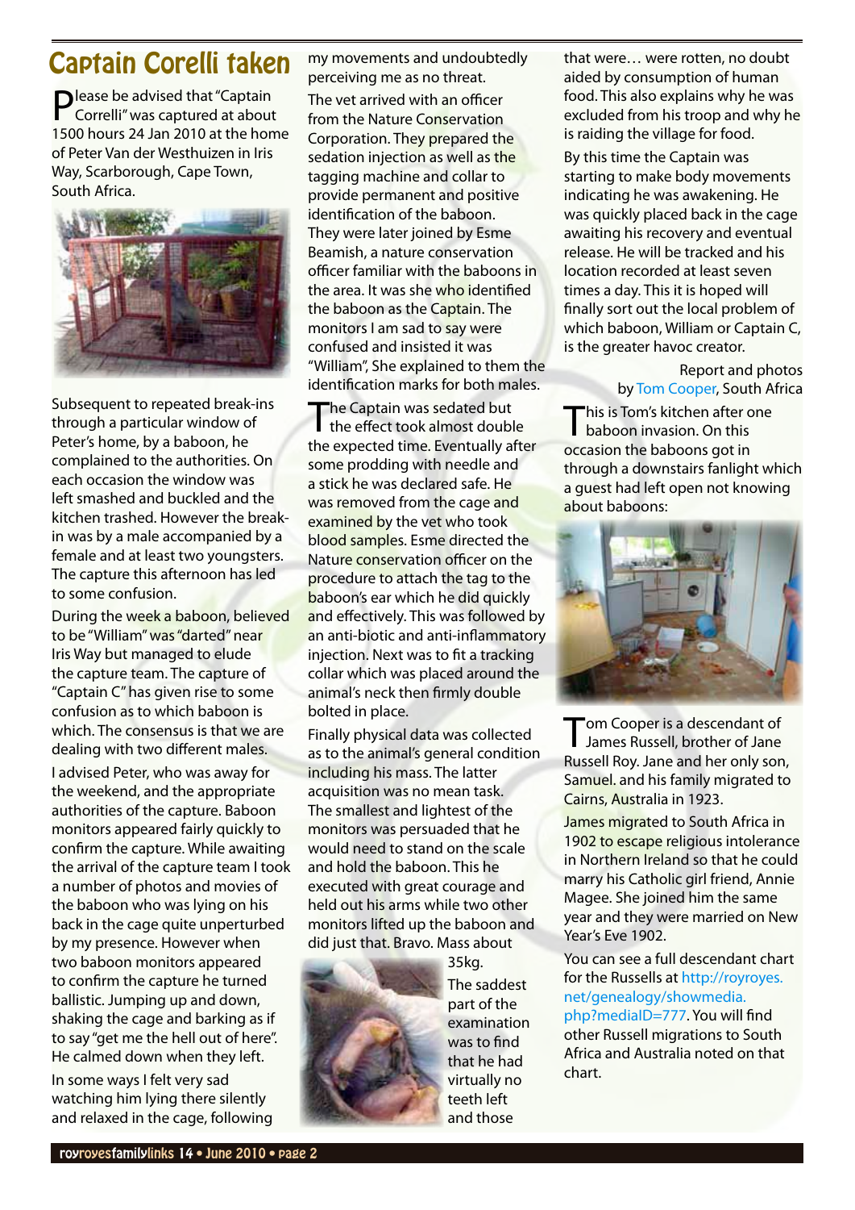# Captain Corelli taken

Please be advised that "Captain Correlli" was captured at about 1500 hours 24 Jan 2010 at the home of Peter Van der Westhuizen in Iris Way, Scarborough, Cape Town, South Africa.

Subsequent to repeated break-ins through a particular window of Peter's home, by a baboon, he complained to the authorities. On each occasion the window was left smashed and buckled and the kitchen trashed. However the break-in was by a male accompanied by a female and at least two youngsters. The capture this afternoon has led to some confusion.

During the week a baboon, believed to be "William" was "darted" near Iris Way but managed to elude the capture team. The capture of "Captain C" has given rise to some confusion as to which baboon is which. The consensus is that we are dealing with two different males.

I advised Peter, who was away for the weekend, and the appropriate authorities of the capture. Baboon monitors appeared fairly quickly to confirm the capture. While awaiting the arrival of the capture team I took a number of photos and movies of the baboon who was lying on his back in the cage quite unperturbed by my presence. However when two baboon monitors appeared to confirm the capture he turned ballistic. Jumping up and down, shaking the cage and barking as if to say "get me the hell out of here". He calmed down when they left.

In some ways I felt very sad watching him lying there silently and relaxed in the cage, following my movements and undoubtedly perceiving me as no threat.

The vet arrived with an officer from the Nature Conservation Corporation. They prepared the sedation injection as well as the tagging machine and collar to provide permanent and positive identification of the baboon. They were later joined by Esme Beamish, a nature conservation officer familiar with the baboons in the area. It was she who identified the baboon as the Captain. The monitors I am sad to say were confused and insisted it was "William", She explained to them the identification marks for both males.

The Captain was sedated but the effect took almost double the expected time. Eventually after some prodding with needle and a stick he was declared safe. He was removed from the cage and examined by the vet who took blood samples. Esme directed the Nature conservation officer on the procedure to attach the tag to the baboon's ear which he did quickly and effectively. This was followed by an anti-biotic and anti-inflammatory injection. Next was to fit a tracking collar which was placed around the animal's neck then firmly double bolted in place.

Finally physical data was collected as to the animal's general condition including his mass. The latter acquisition was no mean task. The smallest and lightest of the monitors was persuaded that he would need to stand on the scale and hold the baboon. This he executed with great courage and held out his arms while two other monitors lifted up the baboon and did just that. Bravo. Mass about 35kg.

The saddest part of the examination was to find that he had virtually no teeth left and those that were… were rotten, no doubt aided by consumption of human food. This also explains why he was excluded from his troop and why he is raiding the village for food.

By this time the Captain was starting to make body movements indicating he was awakening. He was quickly placed back in the cage awaiting his recovery and eventual release. He will be tracked and his location recorded at least seven times a day. This it is hoped will finally sort out the local problem of which baboon, William or Captain C, is the greater havoc creator.

Report and photos by Tom Cooper, South Africa

This is Tom's kitchen after one baboon invasion. On this occasion the baboons got in through a downstairs fanlight which a guest had left open not knowing about baboons:

Tom Cooper is a descendant of James Russell, brother of Jane Russell Roy. Jane and her only son, Samuel. and his family migrated to Cairns, Australia in 1923.

James migrated to South Africa in 1902 to escape religious intolerance in Northern Ireland so that he could marry his Catholic girl friend, Annie Magee. She joined him the same year and they were married on New Year's Eve 1902.

You can see a full descendant chart for the Russells at http://royroyes.net/genealogy/showmedia.php?mediaID=777. You will find other Russell migrations to South Africa and Australia noted on that chart.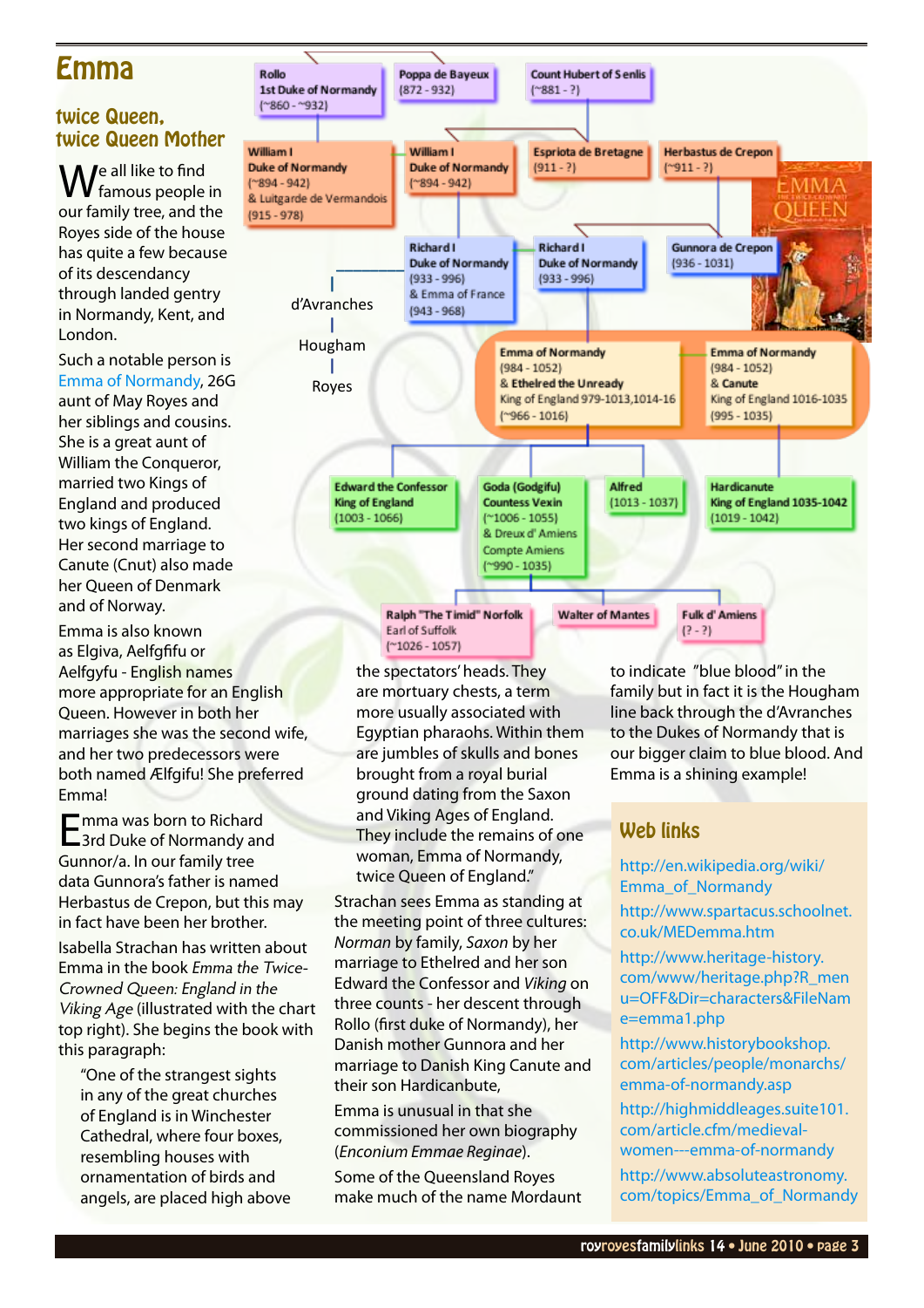# Emma

## twice Queen, twice Queen Mother

Rollo
1st Duke of Normandy
(~860 - ~932)

Poppa de Bayeux
(872 - 932)

Count Hubert of Senlis
(~881 - ?)

William I
Duke of Normandy
(~894 - 942)
& Luitgarde de Vermandois
(915 - 978)

William I
Duke of Normandy
(~894 - 942)

Espriota de Bretagne
(911 - ?)

Herbastus de Crepon
(~911 - ?)

Richard I
Duke of Normandy
(933 - 996)
& Emma of France
(943 - 968)

Richard I
Duke of Normandy
(933 - 996)

Gunnora de Crepon
(936 - 1031)

d'Avranches

Hougham

Royes

Emma of Normandy
(984 - 1052)
& Ethelred the Unready
King of England 979-1013,1014-16
(~966 - 1016)

Emma of Normandy
(984 - 1052)
& Canute
King of England 1016-1035
(995 - 1035)

Edward the Confessor
King of England
(1003 - 1066)

Goda (Godgifu)
Countess Vexin
(~1006 - 1055)
& Dreux d'Amiens
Compte Amiens
(~990 - 1035)

Alfred
(1013 - 1037)

Hardicanute
King of England 1035-1042
(1019 - 1042)

Ralph "The Timid" Norfolk
Earl of Suffolk
(~1026 - 1057)

Walter of Mantes

Fulk d'Amiens
(? - ?)

We all like to find famous people in our family tree, and the Royes side of the house has quite a few because of its descendancy through landed gentry in Normandy, Kent, and London.

Such a notable person is Emma of Normandy, 26G aunt of May Royes and her siblings and cousins. She is a great aunt of William the Conqueror, married two Kings of England and produced two kings of England. Her second marriage to Canute (Cnut) also made her Queen of Denmark and of Norway.

Emma is also known as Elgiva, Aelfgifu or Aelfgyfu - English names more appropriate for an English Queen. However in both her marriages she was the second wife, and her two predecessors were both named Ælfgifu! She preferred Emma!

Emma was born to Richard 3rd Duke of Normandy and Gunnor/a. In our family tree data Gunnora's father is named Herbastus de Crepon, but this may in fact have been her brother.

Isabella Strachan has written about Emma in the book *Emma the Twice-Crowned Queen: England in the Viking Age* (illustrated with the chart top right). She begins the book with this paragraph:

> "One of the strangest sights in any of the great churches of England is in Winchester Cathedral, where four boxes, resembling houses with ornamentation of birds and angels, are placed high above the spectators' heads. They are mortuary chests, a term more usually associated with Egyptian pharaohs. Within them are jumbles of skulls and bones brought from a royal burial ground dating from the Saxon and Viking Ages of England. They include the remains of one woman, Emma of Normandy, twice Queen of England."

Strachan sees Emma as standing at the meeting point of three cultures: *Norman* by family, *Saxon* by her marriage to Ethelred and her son Edward the Confessor and *Viking* on three counts - her descent through Rollo (first duke of Normandy), her Danish mother Gunnora and her marriage to Danish King Canute and their son Hardicanbute,

Emma is unusual in that she commissioned her own biography (*Enconium Emmae Reginae*).

Some of the Queensland Royes make much of the name Mordaunt to indicate "blue blood" in the family but in fact it is the Hougham line back through the d'Avranches to the Dukes of Normandy that is our bigger claim to blue blood. And Emma is a shining example!

## Web links

http://en.wikipedia.org/wiki/Emma_of_Normandy

http://www.spartacus.schoolnet.co.uk/MEDemma.htm

http://www.heritage-history.com/www/heritage.php?R_menu=OFF&Dir=characters&FileName=emma1.php

http://www.historybookshop.com/articles/people/monarchs/emma-of-normandy.asp

http://highmiddleages.suite101.com/article.cfm/medieval-women---emma-of-normandy

http://www.absoluteastronomy.com/topics/Emma_of_Normandy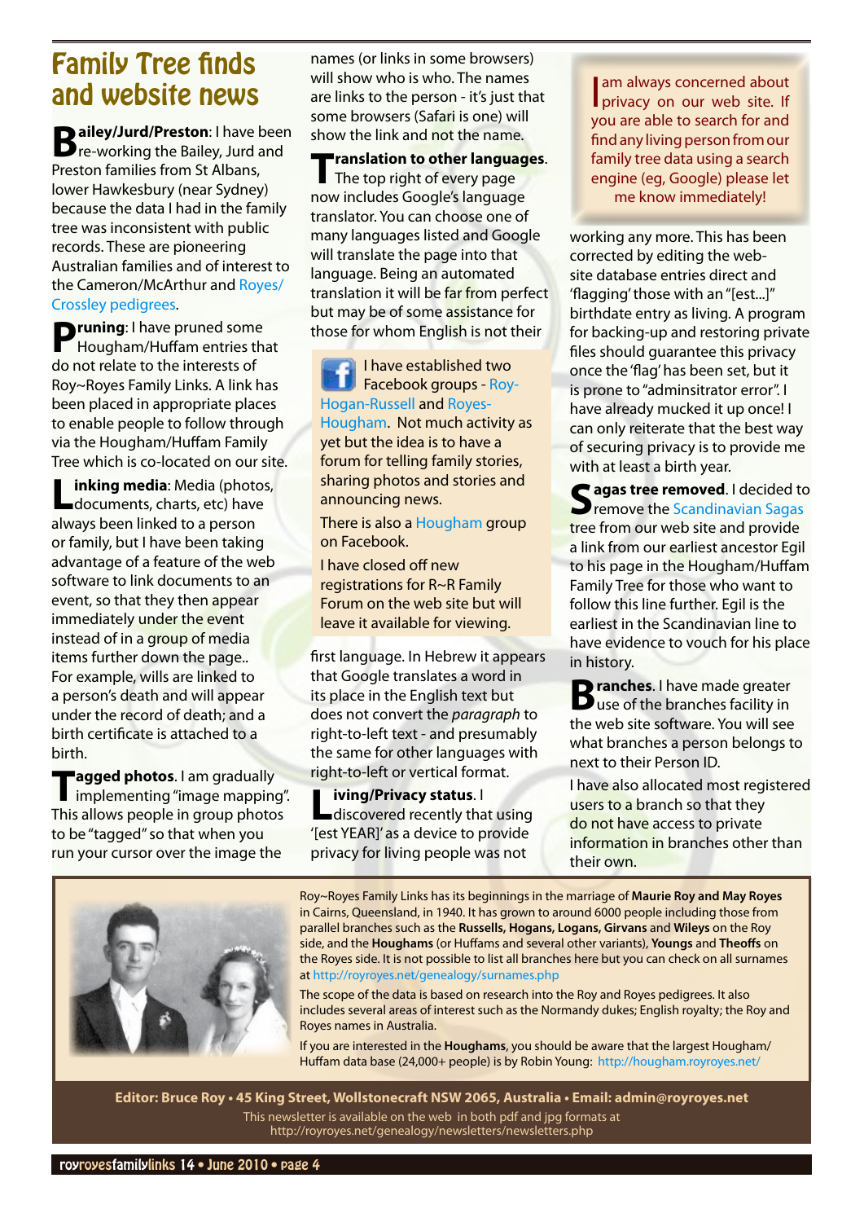# Family Tree finds and website news

**Bailey/Jurd/Preston**: I have been re-working the Bailey, Jurd and Preston families from St Albans, lower Hawkesbury (near Sydney) because the data I had in the family tree was inconsistent with public records. These are pioneering Australian families and of interest to the Cameron/McArthur and Royes/Crossley pedigrees.

**Pruning**: I have pruned some Hougham/Huffam entries that do not relate to the interests of Roy~Royes Family Links. A link has been placed in appropriate places to enable people to follow through via the Hougham/Huffam Family Tree which is co-located on our site.

**Linking media**: Media (photos, documents, charts, etc) have always been linked to a person or family, but I have been taking advantage of a feature of the web software to link documents to an event, so that they then appear immediately under the event instead of in a group of media items further down the page.. For example, wills are linked to a person's death and will appear under the record of death; and a birth certificate is attached to a birth.

**Tagged photos**. I am gradually implementing "image mapping". This allows people in group photos to be "tagged" so that when you run your cursor over the image the names (or links in some browsers) will show who is who. The names are links to the person - it's just that some browsers (Safari is one) will show the link and not the name.

**Translation to other languages**. The top right of every page now includes Google's language translator. You can choose one of many languages listed and Google will translate the page into that language. Being an automated translation it will be far from perfect but may be of some assistance for those for whom English is not their first language. In Hebrew it appears that Google translates a word in its place in the English text but does not convert the *paragraph* to right-to-left text - and presumably the same for other languages with right-to-left or vertical format.

> I have established two Facebook groups - Roy-Hogan-Russell and Royes-Hougham. Not much activity as yet but the idea is to have a forum for telling family stories, sharing photos and stories and announcing news.
>
> There is also a Hougham group on Facebook.
>
> I have closed off new registrations for R~R Family Forum on the web site but will leave it available for viewing.

**Living/Privacy status**. I discovered recently that using '[est YEAR]' as a device to provide privacy for living people was not working any more. This has been corrected by editing the web-site database entries direct and 'flagging' those with an "[est...]" birthdate entry as living. A program for backing-up and restoring private files should guarantee this privacy once the 'flag' has been set, but it is prone to "adminsitrator error". I have already mucked it up once! I can only reiterate that the best way of securing privacy is to provide me with at least a birth year.

> I am always concerned about privacy on our web site. If you are able to search for and find any living person from our family tree data using a search engine (eg, Google) please let me know immediately!

**Sagas tree removed**. I decided to remove the Scandinavian Sagas tree from our web site and provide a link from our earliest ancestor Egil to his page in the Hougham/Huffam Family Tree for those who want to follow this line further. Egil is the earliest in the Scandinavian line to have evidence to vouch for his place in history.

**Branches**. I have made greater use of the branches facility in the web site software. You will see what branches a person belongs to next to their Person ID.

I have also allocated most registered users to a branch so that they do not have access to private information in branches other than their own.

---

Roy~Royes Family Links has its beginnings in the marriage of **Maurie Roy and May Royes** in Cairns, Queensland, in 1940. It has grown to around 6000 people including those from parallel branches such as the **Russells, Hogans, Logans, Girvans** and **Wileys** on the Roy side, and the **Houghams** (or Huffams and several other variants), **Youngs** and **Theoffs** on the Royes side. It is not possible to list all branches here but you can check on all surnames at http://royroyes.net/genealogy/surnames.php

The scope of the data is based on research into the Roy and Royes pedigrees. It also includes several areas of interest such as the Normandy dukes; English royalty; the Roy and Royes names in Australia.

If you are interested in the **Houghams**, you should be aware that the largest Hougham/Huffam data base (24,000+ people) is by Robin Young: http://hougham.royroyes.net/

**Editor: Bruce Roy • 45 King Street, Wollstonecraft NSW 2065, Australia • Email: admin@royroyes.net**

This newsletter is available on the web in both pdf and jpg formats at http://royroyes.net/genealogy/newsletters/newsletters.php